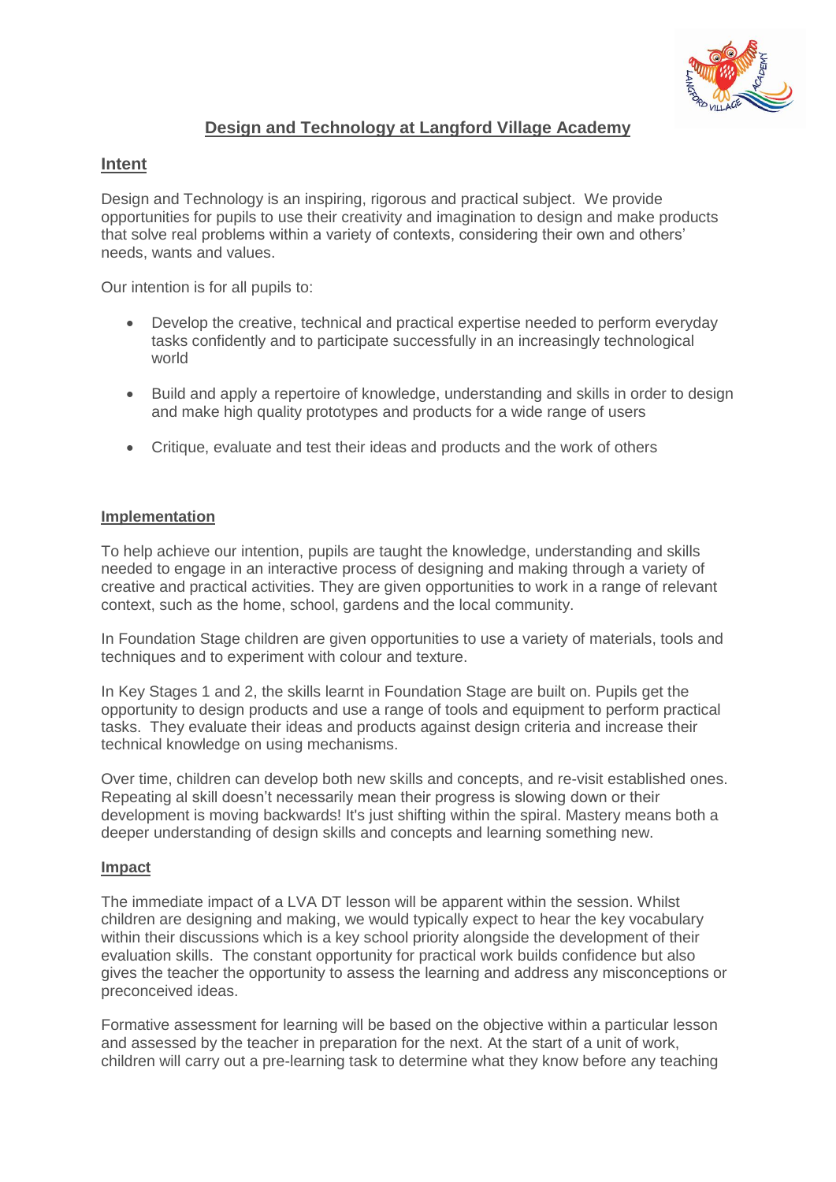# Design and Technology at Langford Village Academy

## Intent

Design and Technology is an inspiring, rigorous and practical subject. We provide opportunities for pupils to use their creativity and imagination to design and make products that solve real problems within a variety of contexts, considering their own and others' needs, wants and values.

Our intention is for all pupils to:

- Develop the creative, technical and practical expertise needed to perform everyday tasks confidently and to participate successfully in an increasingly technological world
- Build and apply a repertoire of knowledge, understanding and skills in order to design and make high quality prototypes and products for a wide range of users
- Critique, evaluate and test their ideas and products and the work of others

## Implementation

To help achieve our intention, pupils are taught the knowledge, understanding and skills needed to engage in an interactive process of designing and making through a variety of creative and practical activities. They are given opportunities to work in a range of relevant context, such as the home, school, gardens and the local community.

In Foundation Stage children are given opportunities to use a variety of materials, tools and techniques and to experiment with colour and texture.

In Key Stages 1 and 2, the skills learnt in Foundation Stage are built on. Pupils get the opportunity to design products and use a range of tools and equipment to perform practical tasks. They evaluate their ideas and products against design criteria and increase their technical knowledge on using mechanisms.

Over time, children can develop both new skills and concepts, and re-visit established ones. Repeating al skill doesn't necessarily mean their progress is slowing down or their development is moving backwards! It's just shifting within the spiral. Mastery means both a deeper understanding of design skills and concepts and learning something new.

## Impact

The immediate impact of a LVA DT lesson will be apparent within the session. Whilst children are designing and making, we would typically expect to hear the key vocabulary within their discussions which is a key school priority alongside the development of their evaluation skills. The constant opportunity for practical work builds confidence but also gives the teacher the opportunity to assess the learning and address any misconceptions or preconceived ideas.

Formative assessment for learning will be based on the objective within a particular lesson and assessed by the teacher in preparation for the next. At the start of a unit of work, children will carry out a pre-learning task to determine what they know before any teaching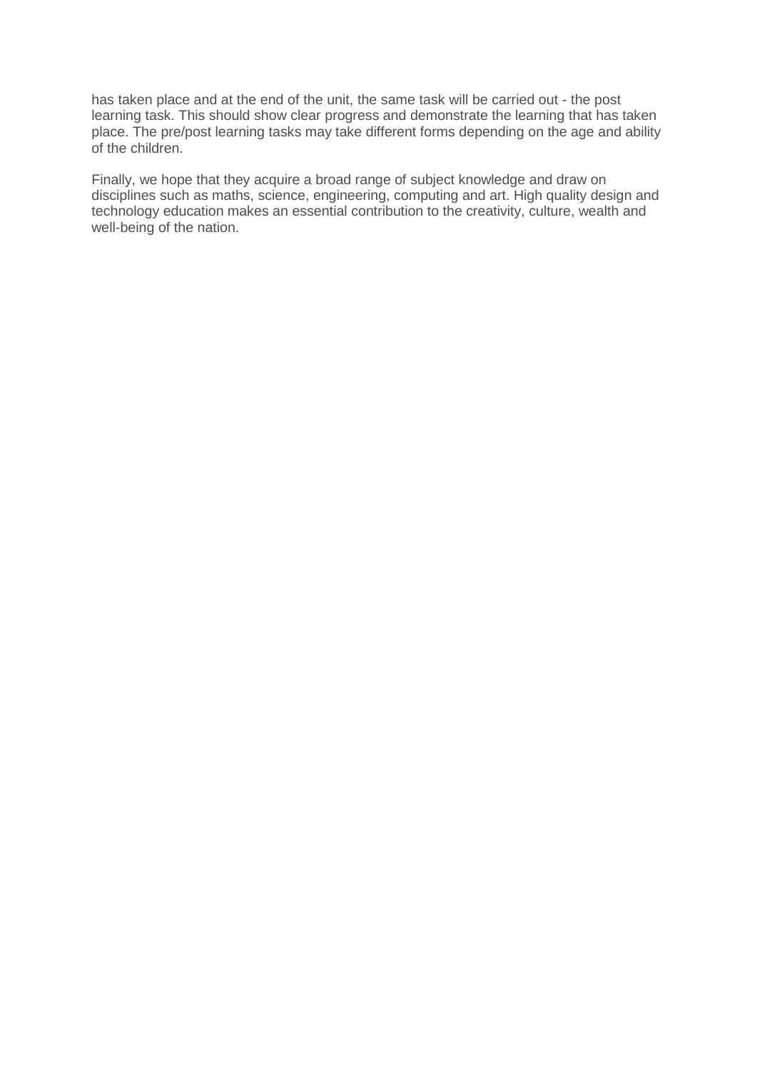has taken place and at the end of the unit, the same task will be carried out - the post learning task. This should show clear progress and demonstrate the learning that has taken place. The pre/post learning tasks may take different forms depending on the age and ability of the children.

Finally, we hope that they acquire a broad range of subject knowledge and draw on disciplines such as maths, science, engineering, computing and art. High quality design and technology education makes an essential contribution to the creativity, culture, wealth and well-being of the nation.